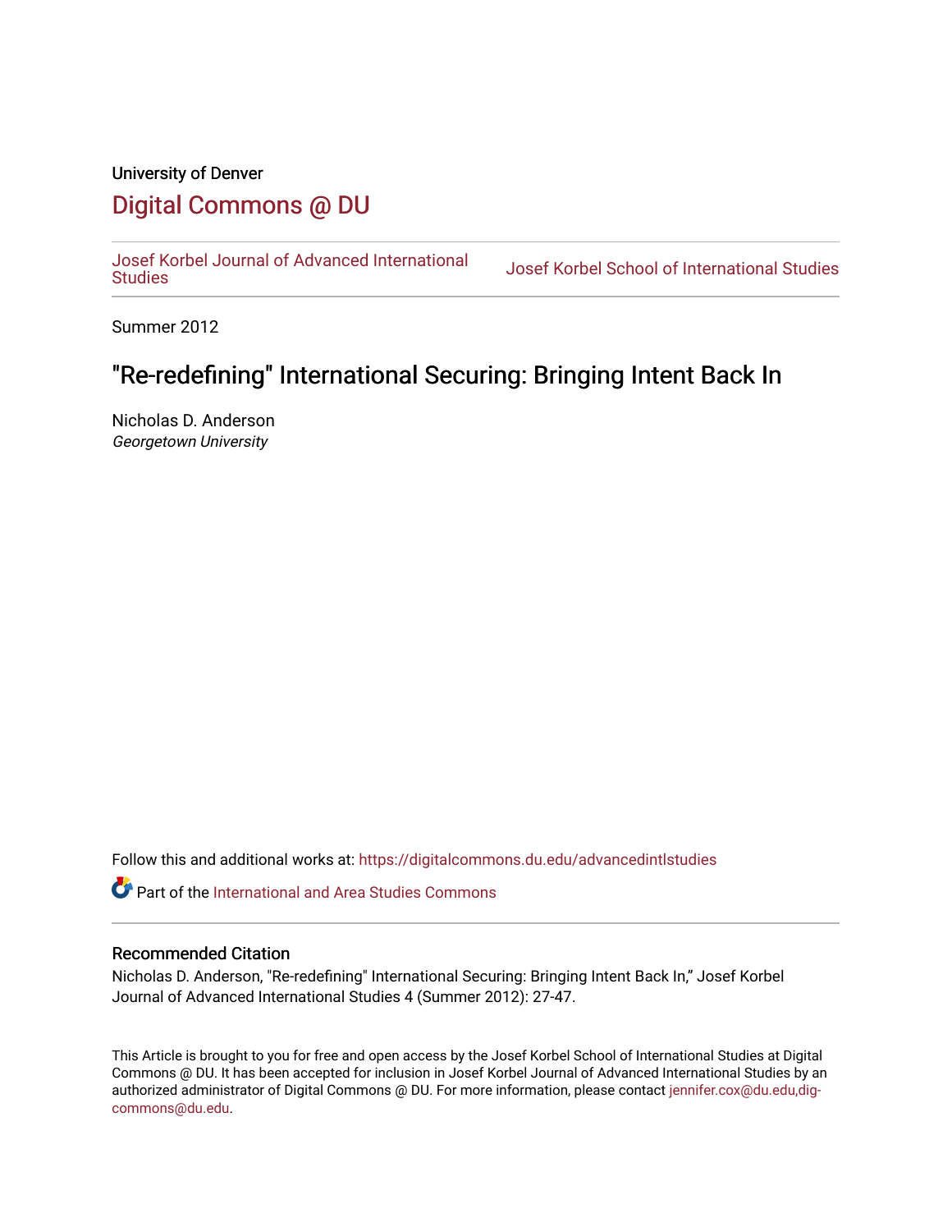University of Denver

# Digital Commons @ DU

Josef Korbel Journal of Advanced International Studies

Josef Korbel School of International Studies

Summer 2012

## "Re-redefining" International Securing: Bringing Intent Back In

Nicholas D. Anderson
*Georgetown University*

Follow this and additional works at: https://digitalcommons.du.edu/advancedintlstudies

Part of the International and Area Studies Commons

### Recommended Citation

Nicholas D. Anderson, "Re-redefining" International Securing: Bringing Intent Back In," Josef Korbel Journal of Advanced International Studies 4 (Summer 2012): 27-47.

This Article is brought to you for free and open access by the Josef Korbel School of International Studies at Digital Commons @ DU. It has been accepted for inclusion in Josef Korbel Journal of Advanced International Studies by an authorized administrator of Digital Commons @ DU. For more information, please contact jennifer.cox@du.edu,dig-commons@du.edu.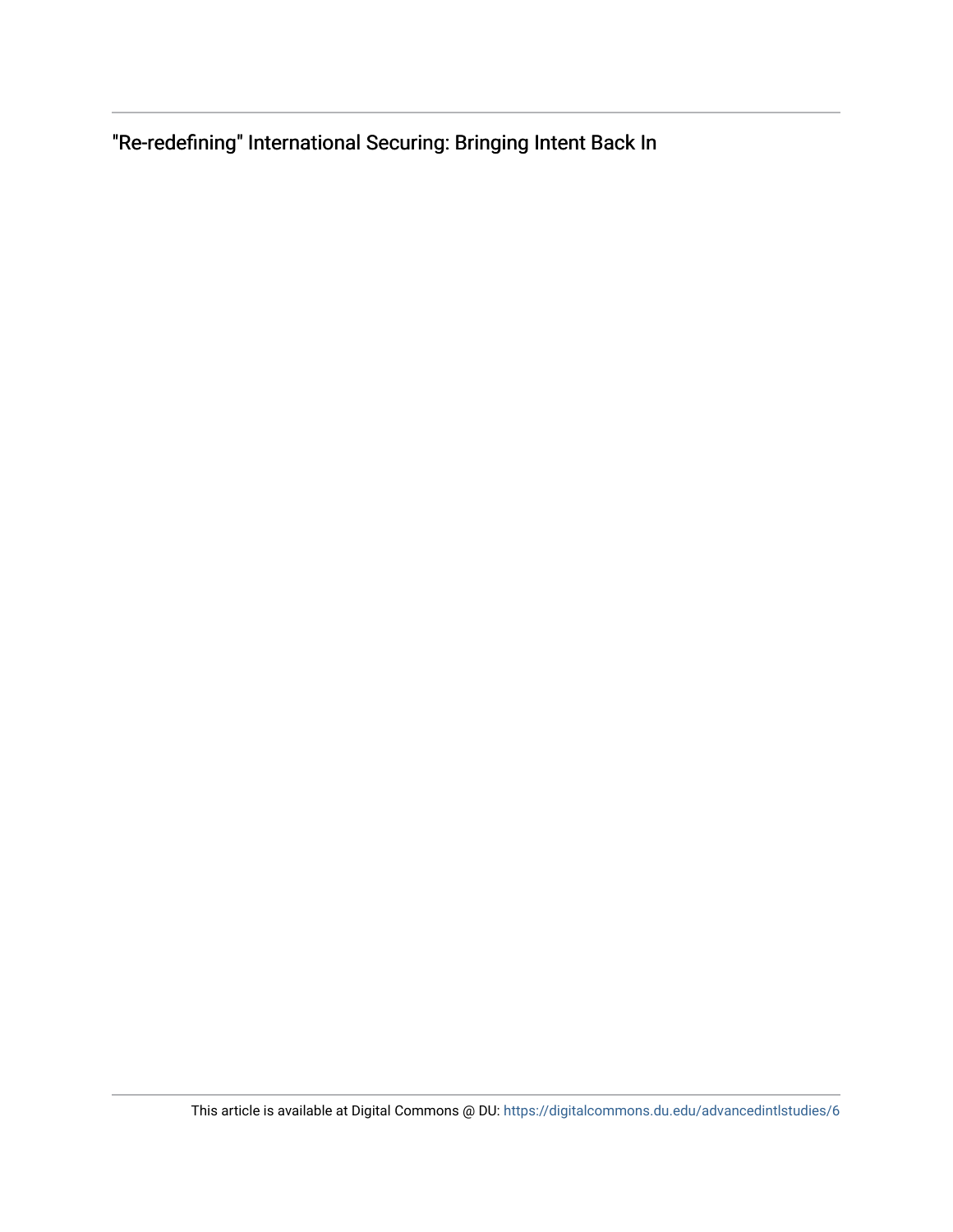"Re-redefining" International Securing: Bringing Intent Back In

This article is available at Digital Commons @ DU: https://digitalcommons.du.edu/advancedintlstudies/6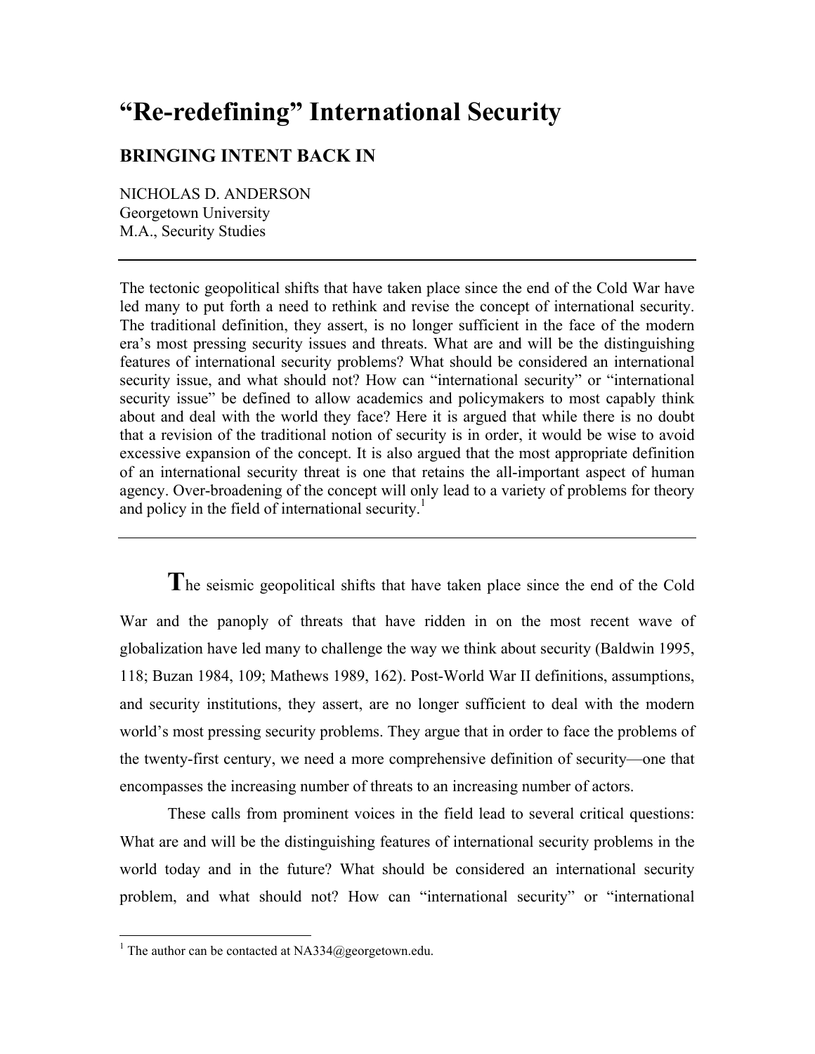# "Re-redefining" International Security

## BRINGING INTENT BACK IN

NICHOLAS D. ANDERSON
Georgetown University
M.A., Security Studies

---

The tectonic geopolitical shifts that have taken place since the end of the Cold War have led many to put forth a need to rethink and revise the concept of international security. The traditional definition, they assert, is no longer sufficient in the face of the modern era's most pressing security issues and threats. What are and will be the distinguishing features of international security problems? What should be considered an international security issue, and what should not? How can "international security" or "international security issue" be defined to allow academics and policymakers to most capably think about and deal with the world they face? Here it is argued that while there is no doubt that a revision of the traditional notion of security is in order, it would be wise to avoid excessive expansion of the concept. It is also argued that the most appropriate definition of an international security threat is one that retains the all-important aspect of human agency. Over-broadening of the concept will only lead to a variety of problems for theory and policy in the field of international security.[1]

---

**T**he seismic geopolitical shifts that have taken place since the end of the Cold War and the panoply of threats that have ridden in on the most recent wave of globalization have led many to challenge the way we think about security (Baldwin 1995, 118; Buzan 1984, 109; Mathews 1989, 162). Post-World War II definitions, assumptions, and security institutions, they assert, are no longer sufficient to deal with the modern world's most pressing security problems. They argue that in order to face the problems of the twenty-first century, we need a more comprehensive definition of security—one that encompasses the increasing number of threats to an increasing number of actors.

These calls from prominent voices in the field lead to several critical questions: What are and will be the distinguishing features of international security problems in the world today and in the future? What should be considered an international security problem, and what should not? How can "international security" or "international

[1] The author can be contacted at NA334@georgetown.edu.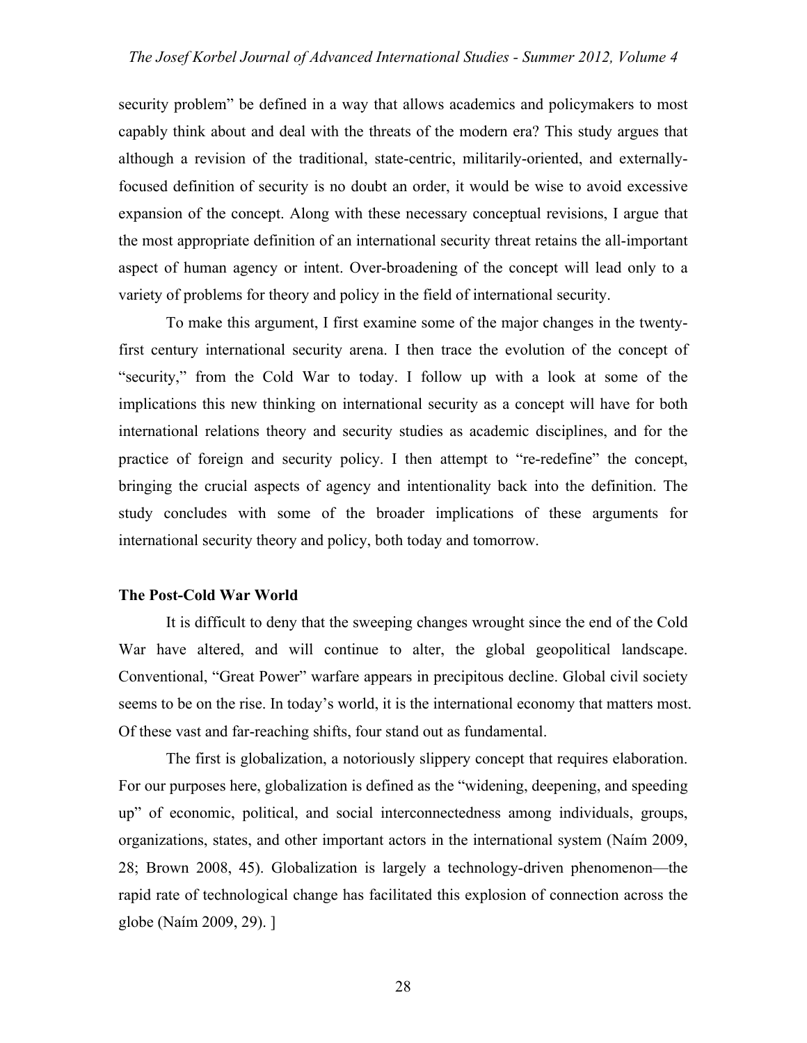security problem" be defined in a way that allows academics and policymakers to most capably think about and deal with the threats of the modern era? This study argues that although a revision of the traditional, state-centric, militarily-oriented, and externally-focused definition of security is no doubt an order, it would be wise to avoid excessive expansion of the concept. Along with these necessary conceptual revisions, I argue that the most appropriate definition of an international security threat retains the all-important aspect of human agency or intent. Over-broadening of the concept will lead only to a variety of problems for theory and policy in the field of international security.

To make this argument, I first examine some of the major changes in the twenty-first century international security arena. I then trace the evolution of the concept of "security," from the Cold War to today. I follow up with a look at some of the implications this new thinking on international security as a concept will have for both international relations theory and security studies as academic disciplines, and for the practice of foreign and security policy. I then attempt to "re-redefine" the concept, bringing the crucial aspects of agency and intentionality back into the definition. The study concludes with some of the broader implications of these arguments for international security theory and policy, both today and tomorrow.

**The Post-Cold War World**

It is difficult to deny that the sweeping changes wrought since the end of the Cold War have altered, and will continue to alter, the global geopolitical landscape. Conventional, "Great Power" warfare appears in precipitous decline. Global civil society seems to be on the rise. In today's world, it is the international economy that matters most. Of these vast and far-reaching shifts, four stand out as fundamental.

The first is globalization, a notoriously slippery concept that requires elaboration. For our purposes here, globalization is defined as the "widening, deepening, and speeding up" of economic, political, and social interconnectedness among individuals, groups, organizations, states, and other important actors in the international system (Naím 2009, 28; Brown 2008, 45). Globalization is largely a technology-driven phenomenon—the rapid rate of technological change has facilitated this explosion of connection across the globe (Naím 2009, 29). ]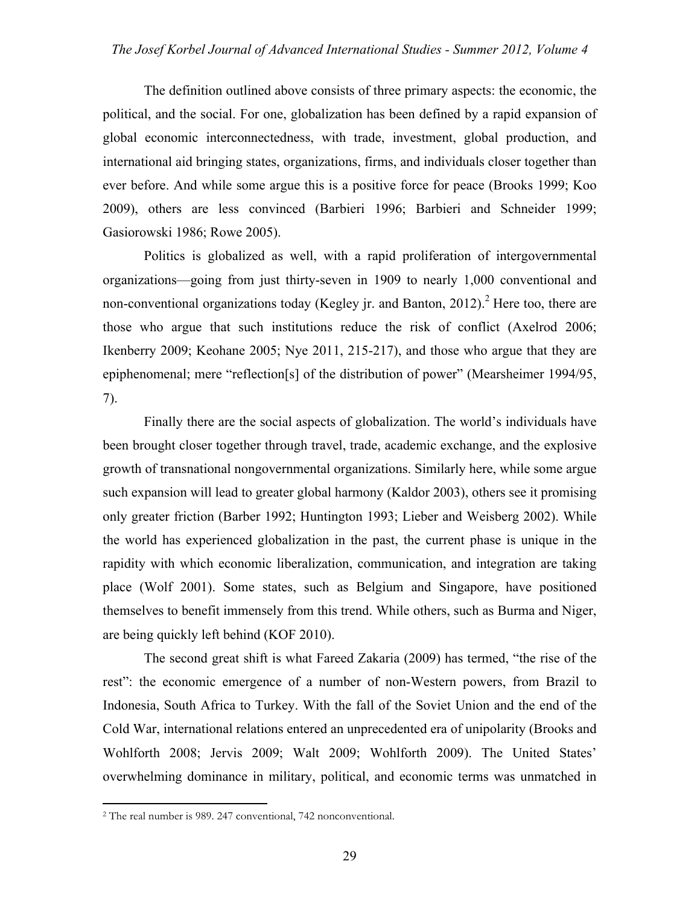The definition outlined above consists of three primary aspects: the economic, the political, and the social. For one, globalization has been defined by a rapid expansion of global economic interconnectedness, with trade, investment, global production, and international aid bringing states, organizations, firms, and individuals closer together than ever before. And while some argue this is a positive force for peace (Brooks 1999; Koo 2009), others are less convinced (Barbieri 1996; Barbieri and Schneider 1999; Gasiorowski 1986; Rowe 2005).

Politics is globalized as well, with a rapid proliferation of intergovernmental organizations—going from just thirty-seven in 1909 to nearly 1,000 conventional and non-conventional organizations today (Kegley jr. and Banton, 2012).[2] Here too, there are those who argue that such institutions reduce the risk of conflict (Axelrod 2006; Ikenberry 2009; Keohane 2005; Nye 2011, 215-217), and those who argue that they are epiphenomenal; mere "reflection[s] of the distribution of power" (Mearsheimer 1994/95, 7).

Finally there are the social aspects of globalization. The world's individuals have been brought closer together through travel, trade, academic exchange, and the explosive growth of transnational nongovernmental organizations. Similarly here, while some argue such expansion will lead to greater global harmony (Kaldor 2003), others see it promising only greater friction (Barber 1992; Huntington 1993; Lieber and Weisberg 2002). While the world has experienced globalization in the past, the current phase is unique in the rapidity with which economic liberalization, communication, and integration are taking place (Wolf 2001). Some states, such as Belgium and Singapore, have positioned themselves to benefit immensely from this trend. While others, such as Burma and Niger, are being quickly left behind (KOF 2010).

The second great shift is what Fareed Zakaria (2009) has termed, "the rise of the rest": the economic emergence of a number of non-Western powers, from Brazil to Indonesia, South Africa to Turkey. With the fall of the Soviet Union and the end of the Cold War, international relations entered an unprecedented era of unipolarity (Brooks and Wohlforth 2008; Jervis 2009; Walt 2009; Wohlforth 2009). The United States' overwhelming dominance in military, political, and economic terms was unmatched in

[2] The real number is 989. 247 conventional, 742 nonconventional.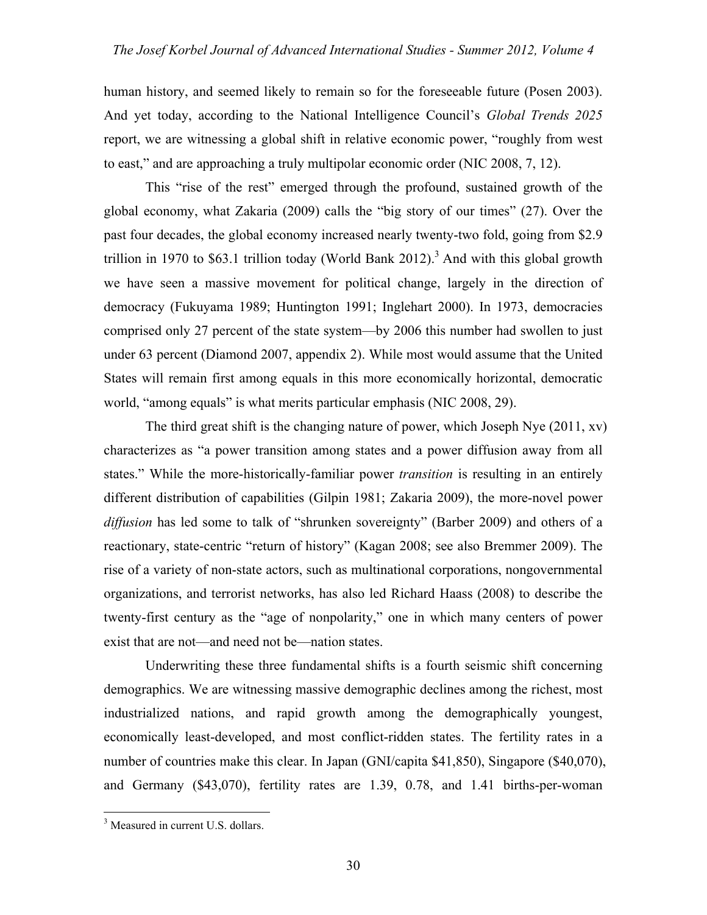human history, and seemed likely to remain so for the foreseeable future (Posen 2003). And yet today, according to the National Intelligence Council's *Global Trends 2025* report, we are witnessing a global shift in relative economic power, "roughly from west to east," and are approaching a truly multipolar economic order (NIC 2008, 7, 12).

This "rise of the rest" emerged through the profound, sustained growth of the global economy, what Zakaria (2009) calls the "big story of our times" (27). Over the past four decades, the global economy increased nearly twenty-two fold, going from $2.9 trillion in 1970 to $63.1 trillion today (World Bank 2012).[3] And with this global growth we have seen a massive movement for political change, largely in the direction of democracy (Fukuyama 1989; Huntington 1991; Inglehart 2000). In 1973, democracies comprised only 27 percent of the state system—by 2006 this number had swollen to just under 63 percent (Diamond 2007, appendix 2). While most would assume that the United States will remain first among equals in this more economically horizontal, democratic world, "among equals" is what merits particular emphasis (NIC 2008, 29).

The third great shift is the changing nature of power, which Joseph Nye (2011, xv) characterizes as "a power transition among states and a power diffusion away from all states." While the more-historically-familiar power *transition* is resulting in an entirely different distribution of capabilities (Gilpin 1981; Zakaria 2009), the more-novel power *diffusion* has led some to talk of "shrunken sovereignty" (Barber 2009) and others of a reactionary, state-centric "return of history" (Kagan 2008; see also Bremmer 2009). The rise of a variety of non-state actors, such as multinational corporations, nongovernmental organizations, and terrorist networks, has also led Richard Haass (2008) to describe the twenty-first century as the "age of nonpolarity," one in which many centers of power exist that are not—and need not be—nation states.

Underwriting these three fundamental shifts is a fourth seismic shift concerning demographics. We are witnessing massive demographic declines among the richest, most industrialized nations, and rapid growth among the demographically youngest, economically least-developed, and most conflict-ridden states. The fertility rates in a number of countries make this clear. In Japan (GNI/capita $41,850), Singapore ($40,070), and Germany ($43,070), fertility rates are 1.39, 0.78, and 1.41 births-per-woman

---

[3] Measured in current U.S. dollars.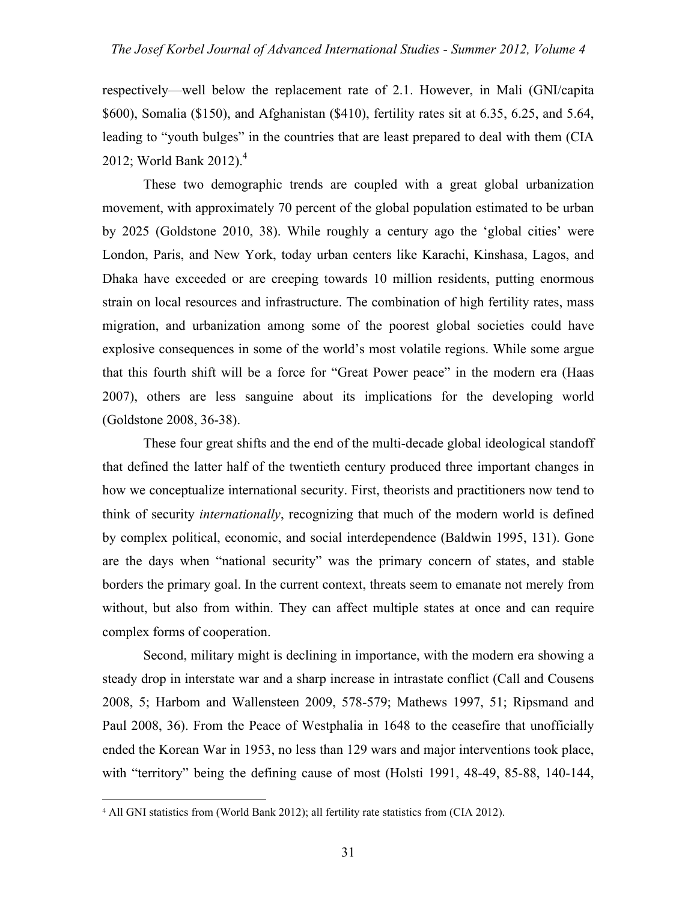respectively—well below the replacement rate of 2.1. However, in Mali (GNI/capita $600), Somalia ($150), and Afghanistan ($410), fertility rates sit at 6.35, 6.25, and 5.64, leading to "youth bulges" in the countries that are least prepared to deal with them (CIA 2012; World Bank 2012).[4]

These two demographic trends are coupled with a great global urbanization movement, with approximately 70 percent of the global population estimated to be urban by 2025 (Goldstone 2010, 38). While roughly a century ago the 'global cities' were London, Paris, and New York, today urban centers like Karachi, Kinshasa, Lagos, and Dhaka have exceeded or are creeping towards 10 million residents, putting enormous strain on local resources and infrastructure. The combination of high fertility rates, mass migration, and urbanization among some of the poorest global societies could have explosive consequences in some of the world's most volatile regions. While some argue that this fourth shift will be a force for "Great Power peace" in the modern era (Haas 2007), others are less sanguine about its implications for the developing world (Goldstone 2008, 36-38).

These four great shifts and the end of the multi-decade global ideological standoff that defined the latter half of the twentieth century produced three important changes in how we conceptualize international security. First, theorists and practitioners now tend to think of security *internationally*, recognizing that much of the modern world is defined by complex political, economic, and social interdependence (Baldwin 1995, 131). Gone are the days when "national security" was the primary concern of states, and stable borders the primary goal. In the current context, threats seem to emanate not merely from without, but also from within. They can affect multiple states at once and can require complex forms of cooperation.

Second, military might is declining in importance, with the modern era showing a steady drop in interstate war and a sharp increase in intrastate conflict (Call and Cousens 2008, 5; Harbom and Wallensteen 2009, 578-579; Mathews 1997, 51; Ripsmand and Paul 2008, 36). From the Peace of Westphalia in 1648 to the ceasefire that unofficially ended the Korean War in 1953, no less than 129 wars and major interventions took place, with "territory" being the defining cause of most (Holsti 1991, 48-49, 85-88, 140-144,

[4] All GNI statistics from (World Bank 2012); all fertility rate statistics from (CIA 2012).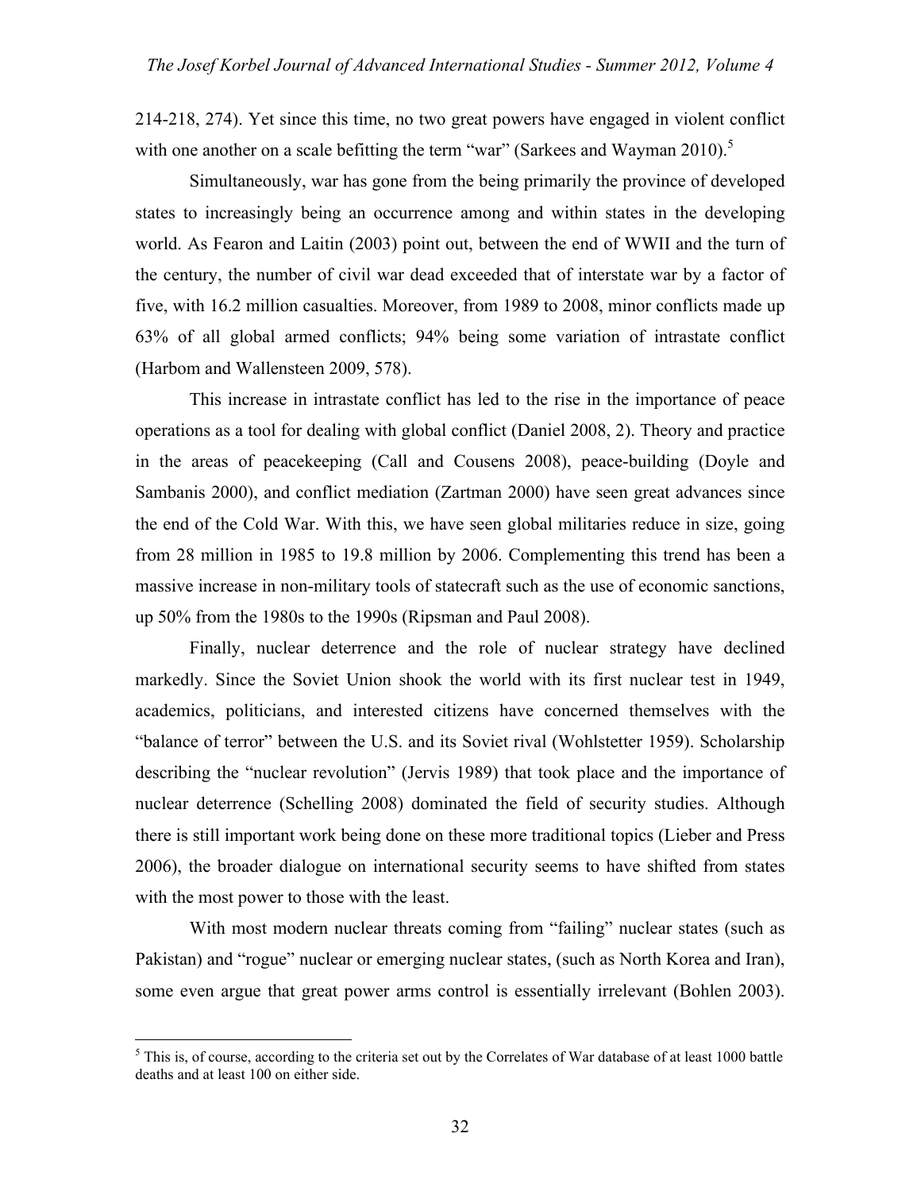214-218, 274). Yet since this time, no two great powers have engaged in violent conflict with one another on a scale befitting the term "war" (Sarkees and Wayman 2010).[5]

Simultaneously, war has gone from the being primarily the province of developed states to increasingly being an occurrence among and within states in the developing world. As Fearon and Laitin (2003) point out, between the end of WWII and the turn of the century, the number of civil war dead exceeded that of interstate war by a factor of five, with 16.2 million casualties. Moreover, from 1989 to 2008, minor conflicts made up 63% of all global armed conflicts; 94% being some variation of intrastate conflict (Harbom and Wallensteen 2009, 578).

This increase in intrastate conflict has led to the rise in the importance of peace operations as a tool for dealing with global conflict (Daniel 2008, 2). Theory and practice in the areas of peacekeeping (Call and Cousens 2008), peace-building (Doyle and Sambanis 2000), and conflict mediation (Zartman 2000) have seen great advances since the end of the Cold War. With this, we have seen global militaries reduce in size, going from 28 million in 1985 to 19.8 million by 2006. Complementing this trend has been a massive increase in non-military tools of statecraft such as the use of economic sanctions, up 50% from the 1980s to the 1990s (Ripsman and Paul 2008).

Finally, nuclear deterrence and the role of nuclear strategy have declined markedly. Since the Soviet Union shook the world with its first nuclear test in 1949, academics, politicians, and interested citizens have concerned themselves with the "balance of terror" between the U.S. and its Soviet rival (Wohlstetter 1959). Scholarship describing the "nuclear revolution" (Jervis 1989) that took place and the importance of nuclear deterrence (Schelling 2008) dominated the field of security studies. Although there is still important work being done on these more traditional topics (Lieber and Press 2006), the broader dialogue on international security seems to have shifted from states with the most power to those with the least.

With most modern nuclear threats coming from "failing" nuclear states (such as Pakistan) and "rogue" nuclear or emerging nuclear states, (such as North Korea and Iran), some even argue that great power arms control is essentially irrelevant (Bohlen 2003).

[5] This is, of course, according to the criteria set out by the Correlates of War database of at least 1000 battle deaths and at least 100 on either side.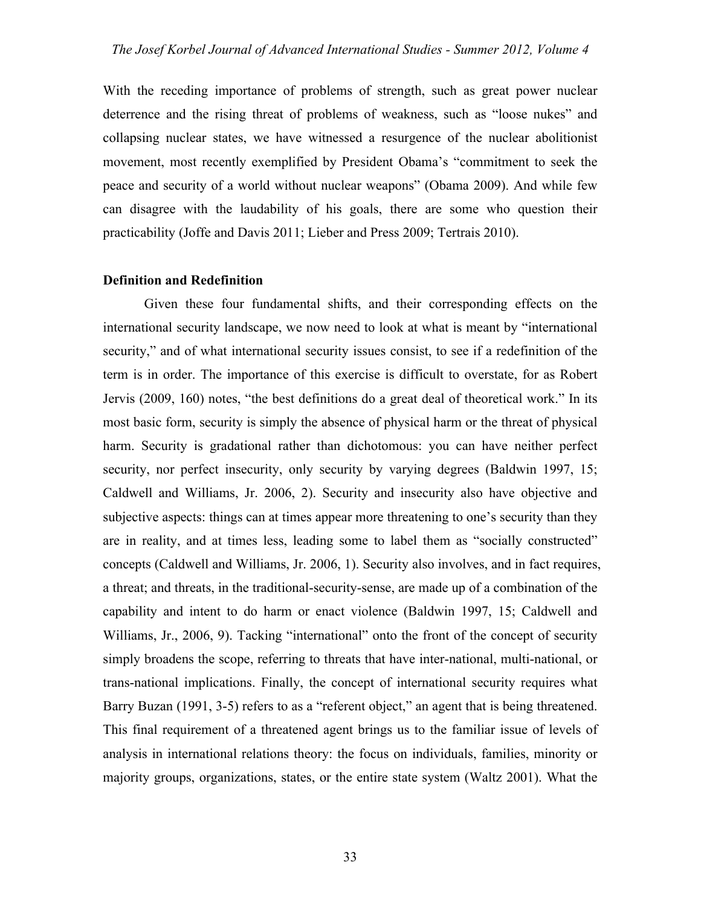With the receding importance of problems of strength, such as great power nuclear deterrence and the rising threat of problems of weakness, such as "loose nukes" and collapsing nuclear states, we have witnessed a resurgence of the nuclear abolitionist movement, most recently exemplified by President Obama's "commitment to seek the peace and security of a world without nuclear weapons" (Obama 2009). And while few can disagree with the laudability of his goals, there are some who question their practicability (Joffe and Davis 2011; Lieber and Press 2009; Tertrais 2010).

**Definition and Redefinition**

Given these four fundamental shifts, and their corresponding effects on the international security landscape, we now need to look at what is meant by "international security," and of what international security issues consist, to see if a redefinition of the term is in order. The importance of this exercise is difficult to overstate, for as Robert Jervis (2009, 160) notes, "the best definitions do a great deal of theoretical work." In its most basic form, security is simply the absence of physical harm or the threat of physical harm. Security is gradational rather than dichotomous: you can have neither perfect security, nor perfect insecurity, only security by varying degrees (Baldwin 1997, 15; Caldwell and Williams, Jr. 2006, 2). Security and insecurity also have objective and subjective aspects: things can at times appear more threatening to one's security than they are in reality, and at times less, leading some to label them as "socially constructed" concepts (Caldwell and Williams, Jr. 2006, 1). Security also involves, and in fact requires, a threat; and threats, in the traditional-security-sense, are made up of a combination of the capability and intent to do harm or enact violence (Baldwin 1997, 15; Caldwell and Williams, Jr., 2006, 9). Tacking "international" onto the front of the concept of security simply broadens the scope, referring to threats that have inter-national, multi-national, or trans-national implications. Finally, the concept of international security requires what Barry Buzan (1991, 3-5) refers to as a "referent object," an agent that is being threatened. This final requirement of a threatened agent brings us to the familiar issue of levels of analysis in international relations theory: the focus on individuals, families, minority or majority groups, organizations, states, or the entire state system (Waltz 2001). What the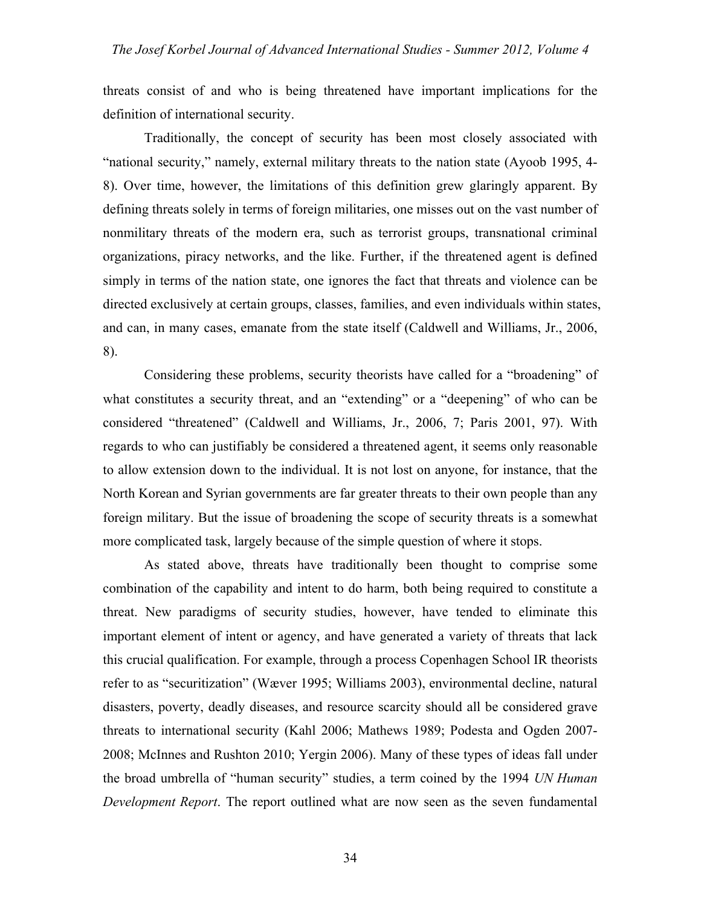threats consist of and who is being threatened have important implications for the definition of international security.

Traditionally, the concept of security has been most closely associated with "national security," namely, external military threats to the nation state (Ayoob 1995, 4-8). Over time, however, the limitations of this definition grew glaringly apparent. By defining threats solely in terms of foreign militaries, one misses out on the vast number of nonmilitary threats of the modern era, such as terrorist groups, transnational criminal organizations, piracy networks, and the like. Further, if the threatened agent is defined simply in terms of the nation state, one ignores the fact that threats and violence can be directed exclusively at certain groups, classes, families, and even individuals within states, and can, in many cases, emanate from the state itself (Caldwell and Williams, Jr., 2006, 8).

Considering these problems, security theorists have called for a "broadening" of what constitutes a security threat, and an "extending" or a "deepening" of who can be considered "threatened" (Caldwell and Williams, Jr., 2006, 7; Paris 2001, 97). With regards to who can justifiably be considered a threatened agent, it seems only reasonable to allow extension down to the individual. It is not lost on anyone, for instance, that the North Korean and Syrian governments are far greater threats to their own people than any foreign military. But the issue of broadening the scope of security threats is a somewhat more complicated task, largely because of the simple question of where it stops.

As stated above, threats have traditionally been thought to comprise some combination of the capability and intent to do harm, both being required to constitute a threat. New paradigms of security studies, however, have tended to eliminate this important element of intent or agency, and have generated a variety of threats that lack this crucial qualification. For example, through a process Copenhagen School IR theorists refer to as "securitization" (Wæver 1995; Williams 2003), environmental decline, natural disasters, poverty, deadly diseases, and resource scarcity should all be considered grave threats to international security (Kahl 2006; Mathews 1989; Podesta and Ogden 2007-2008; McInnes and Rushton 2010; Yergin 2006). Many of these types of ideas fall under the broad umbrella of "human security" studies, a term coined by the 1994 *UN Human Development Report*. The report outlined what are now seen as the seven fundamental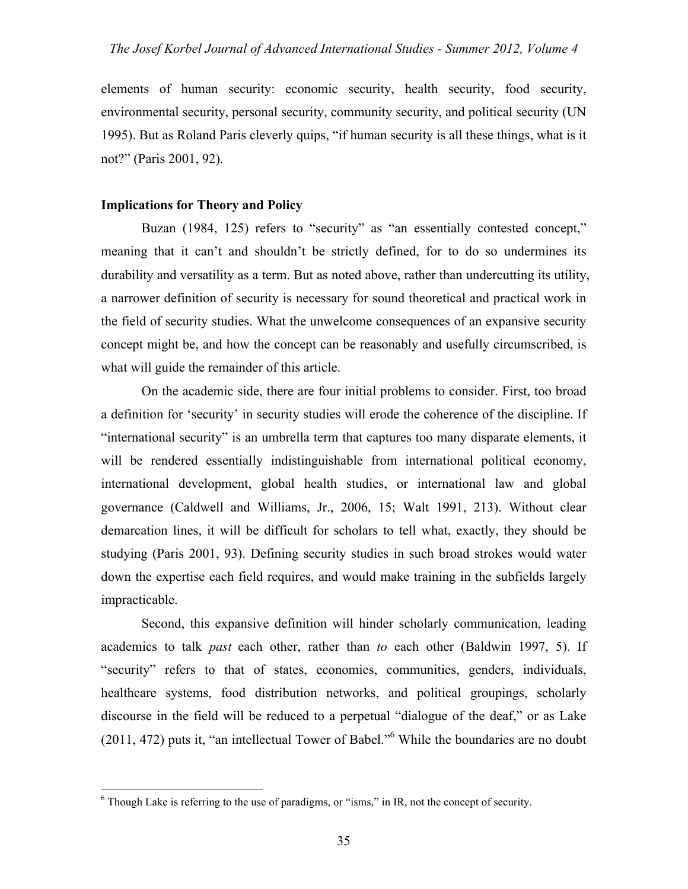elements of human security: economic security, health security, food security, environmental security, personal security, community security, and political security (UN 1995). But as Roland Paris cleverly quips, "if human security is all these things, what is it not?" (Paris 2001, 92).

**Implications for Theory and Policy**

Buzan (1984, 125) refers to "security" as "an essentially contested concept," meaning that it can't and shouldn't be strictly defined, for to do so undermines its durability and versatility as a term. But as noted above, rather than undercutting its utility, a narrower definition of security is necessary for sound theoretical and practical work in the field of security studies. What the unwelcome consequences of an expansive security concept might be, and how the concept can be reasonably and usefully circumscribed, is what will guide the remainder of this article.

On the academic side, there are four initial problems to consider. First, too broad a definition for 'security' in security studies will erode the coherence of the discipline. If "international security" is an umbrella term that captures too many disparate elements, it will be rendered essentially indistinguishable from international political economy, international development, global health studies, or international law and global governance (Caldwell and Williams, Jr., 2006, 15; Walt 1991, 213). Without clear demarcation lines, it will be difficult for scholars to tell what, exactly, they should be studying (Paris 2001, 93). Defining security studies in such broad strokes would water down the expertise each field requires, and would make training in the subfields largely impracticable.

Second, this expansive definition will hinder scholarly communication, leading academics to talk *past* each other, rather than *to* each other (Baldwin 1997, 5). If "security" refers to that of states, economies, communities, genders, individuals, healthcare systems, food distribution networks, and political groupings, scholarly discourse in the field will be reduced to a perpetual "dialogue of the deaf," or as Lake (2011, 472) puts it, "an intellectual Tower of Babel."[6] While the boundaries are no doubt

[6] Though Lake is referring to the use of paradigms, or "isms," in IR, not the concept of security.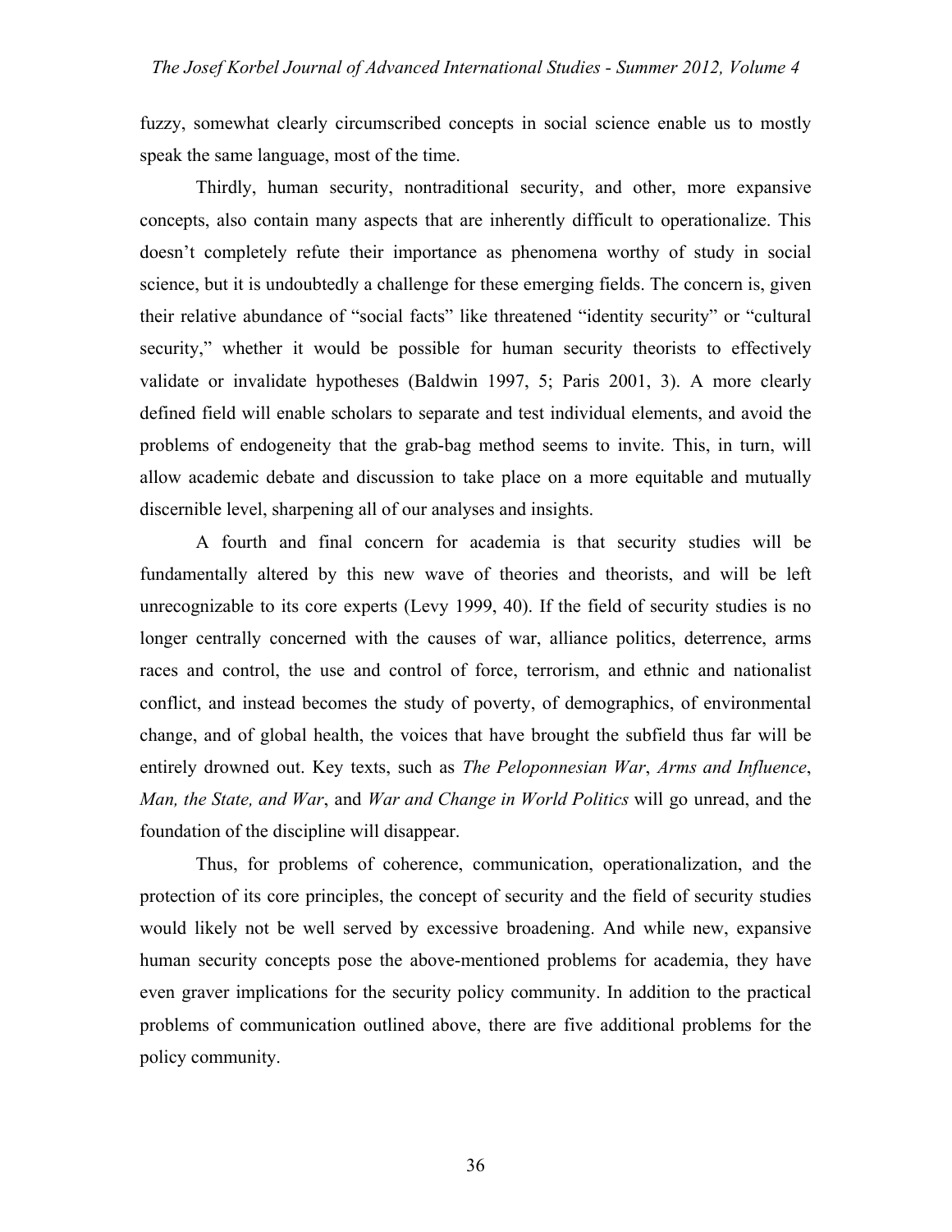fuzzy, somewhat clearly circumscribed concepts in social science enable us to mostly speak the same language, most of the time.

Thirdly, human security, nontraditional security, and other, more expansive concepts, also contain many aspects that are inherently difficult to operationalize. This doesn't completely refute their importance as phenomena worthy of study in social science, but it is undoubtedly a challenge for these emerging fields. The concern is, given their relative abundance of "social facts" like threatened "identity security" or "cultural security," whether it would be possible for human security theorists to effectively validate or invalidate hypotheses (Baldwin 1997, 5; Paris 2001, 3). A more clearly defined field will enable scholars to separate and test individual elements, and avoid the problems of endogeneity that the grab-bag method seems to invite. This, in turn, will allow academic debate and discussion to take place on a more equitable and mutually discernible level, sharpening all of our analyses and insights.

A fourth and final concern for academia is that security studies will be fundamentally altered by this new wave of theories and theorists, and will be left unrecognizable to its core experts (Levy 1999, 40). If the field of security studies is no longer centrally concerned with the causes of war, alliance politics, deterrence, arms races and control, the use and control of force, terrorism, and ethnic and nationalist conflict, and instead becomes the study of poverty, of demographics, of environmental change, and of global health, the voices that have brought the subfield thus far will be entirely drowned out. Key texts, such as *The Peloponnesian War*, *Arms and Influence*, *Man, the State, and War*, and *War and Change in World Politics* will go unread, and the foundation of the discipline will disappear.

Thus, for problems of coherence, communication, operationalization, and the protection of its core principles, the concept of security and the field of security studies would likely not be well served by excessive broadening. And while new, expansive human security concepts pose the above-mentioned problems for academia, they have even graver implications for the security policy community. In addition to the practical problems of communication outlined above, there are five additional problems for the policy community.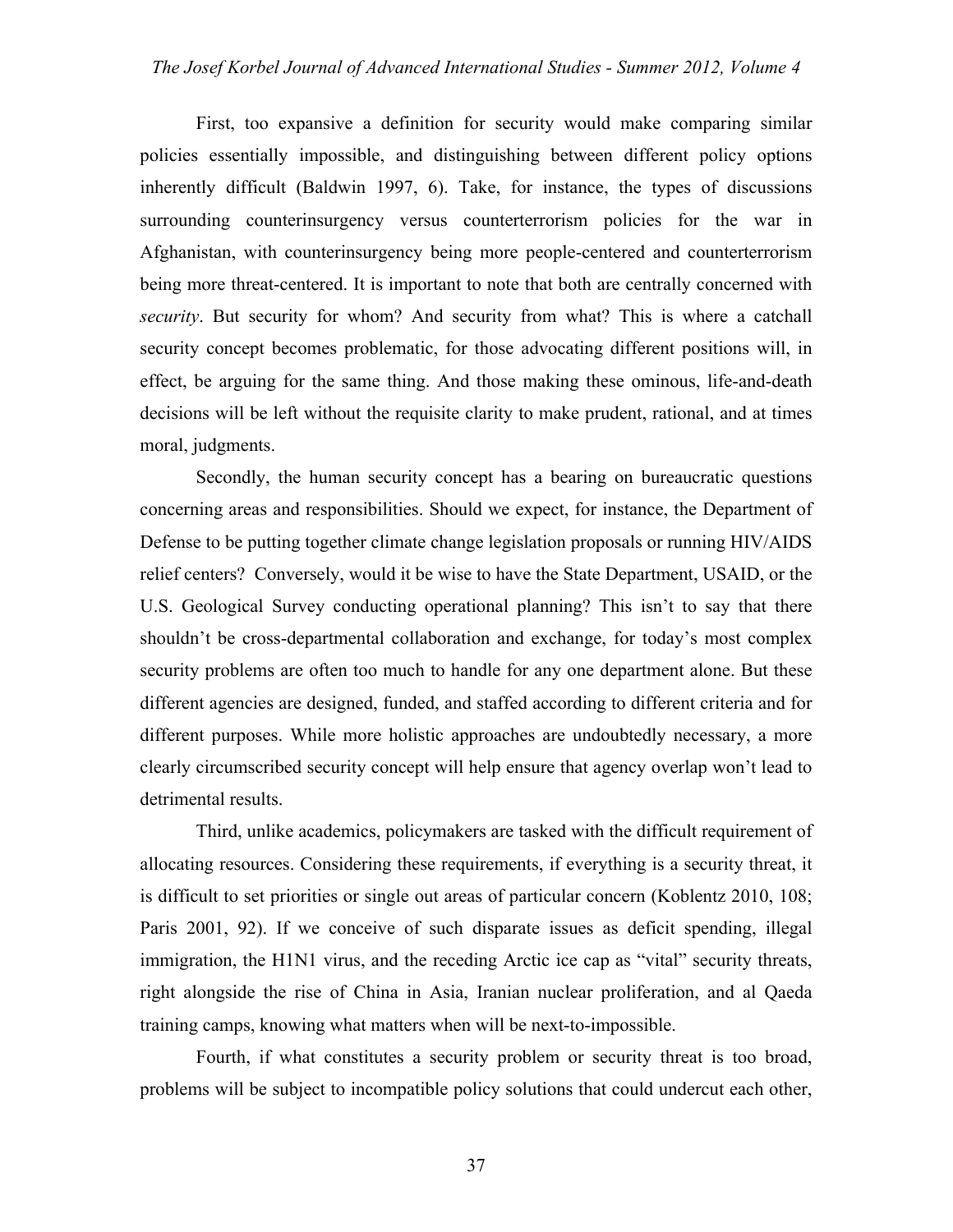First, too expansive a definition for security would make comparing similar policies essentially impossible, and distinguishing between different policy options inherently difficult (Baldwin 1997, 6). Take, for instance, the types of discussions surrounding counterinsurgency versus counterterrorism policies for the war in Afghanistan, with counterinsurgency being more people-centered and counterterrorism being more threat-centered. It is important to note that both are centrally concerned with *security*. But security for whom? And security from what? This is where a catchall security concept becomes problematic, for those advocating different positions will, in effect, be arguing for the same thing. And those making these ominous, life-and-death decisions will be left without the requisite clarity to make prudent, rational, and at times moral, judgments.

Secondly, the human security concept has a bearing on bureaucratic questions concerning areas and responsibilities. Should we expect, for instance, the Department of Defense to be putting together climate change legislation proposals or running HIV/AIDS relief centers? Conversely, would it be wise to have the State Department, USAID, or the U.S. Geological Survey conducting operational planning? This isn't to say that there shouldn't be cross-departmental collaboration and exchange, for today's most complex security problems are often too much to handle for any one department alone. But these different agencies are designed, funded, and staffed according to different criteria and for different purposes. While more holistic approaches are undoubtedly necessary, a more clearly circumscribed security concept will help ensure that agency overlap won't lead to detrimental results.

Third, unlike academics, policymakers are tasked with the difficult requirement of allocating resources. Considering these requirements, if everything is a security threat, it is difficult to set priorities or single out areas of particular concern (Koblentz 2010, 108; Paris 2001, 92). If we conceive of such disparate issues as deficit spending, illegal immigration, the H1N1 virus, and the receding Arctic ice cap as "vital" security threats, right alongside the rise of China in Asia, Iranian nuclear proliferation, and al Qaeda training camps, knowing what matters when will be next-to-impossible.

Fourth, if what constitutes a security problem or security threat is too broad, problems will be subject to incompatible policy solutions that could undercut each other,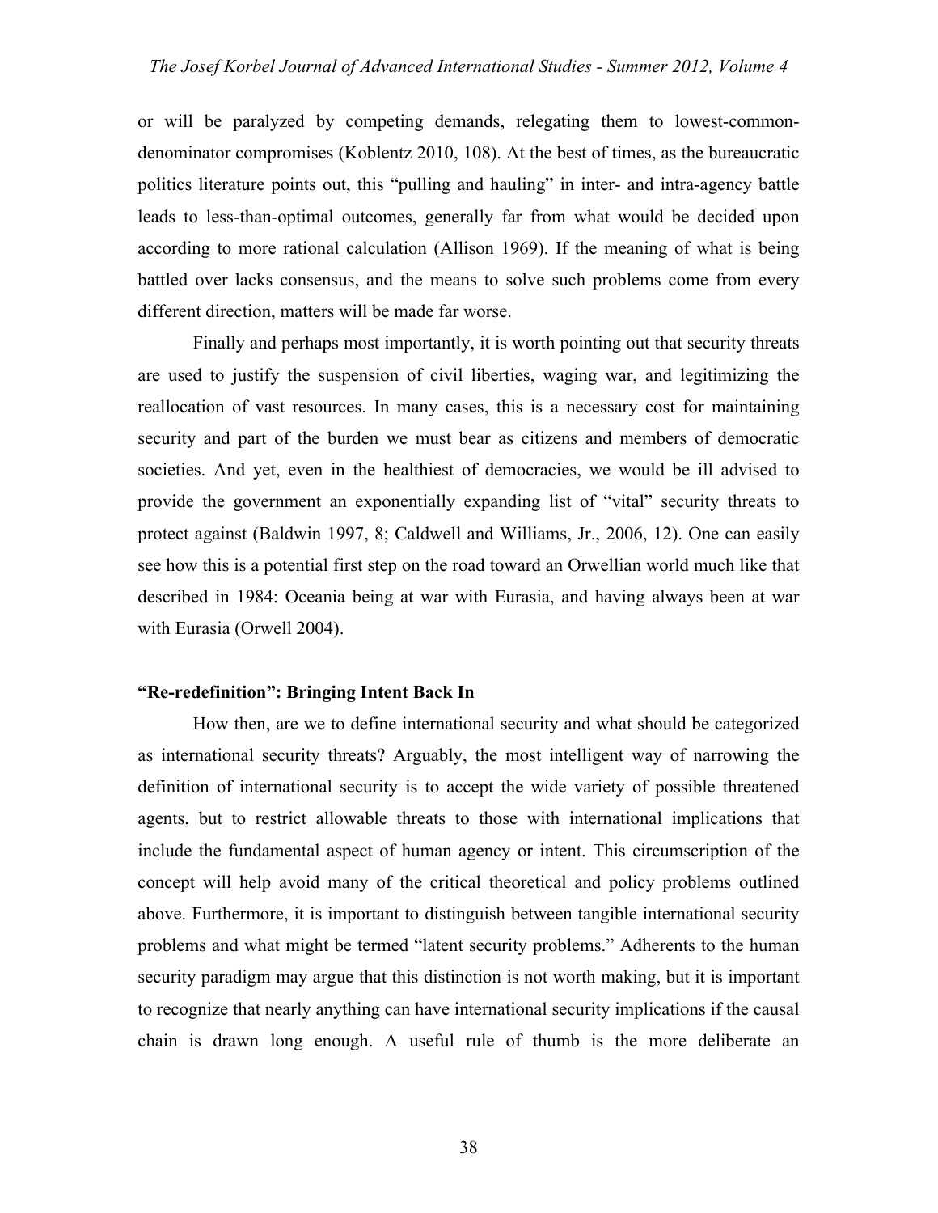or will be paralyzed by competing demands, relegating them to lowest-common-denominator compromises (Koblentz 2010, 108). At the best of times, as the bureaucratic politics literature points out, this "pulling and hauling" in inter- and intra-agency battle leads to less-than-optimal outcomes, generally far from what would be decided upon according to more rational calculation (Allison 1969). If the meaning of what is being battled over lacks consensus, and the means to solve such problems come from every different direction, matters will be made far worse.

Finally and perhaps most importantly, it is worth pointing out that security threats are used to justify the suspension of civil liberties, waging war, and legitimizing the reallocation of vast resources. In many cases, this is a necessary cost for maintaining security and part of the burden we must bear as citizens and members of democratic societies. And yet, even in the healthiest of democracies, we would be ill advised to provide the government an exponentially expanding list of "vital" security threats to protect against (Baldwin 1997, 8; Caldwell and Williams, Jr., 2006, 12). One can easily see how this is a potential first step on the road toward an Orwellian world much like that described in 1984: Oceania being at war with Eurasia, and having always been at war with Eurasia (Orwell 2004).

### "Re-redefinition": Bringing Intent Back In

How then, are we to define international security and what should be categorized as international security threats? Arguably, the most intelligent way of narrowing the definition of international security is to accept the wide variety of possible threatened agents, but to restrict allowable threats to those with international implications that include the fundamental aspect of human agency or intent. This circumscription of the concept will help avoid many of the critical theoretical and policy problems outlined above. Furthermore, it is important to distinguish between tangible international security problems and what might be termed "latent security problems." Adherents to the human security paradigm may argue that this distinction is not worth making, but it is important to recognize that nearly anything can have international security implications if the causal chain is drawn long enough. A useful rule of thumb is the more deliberate an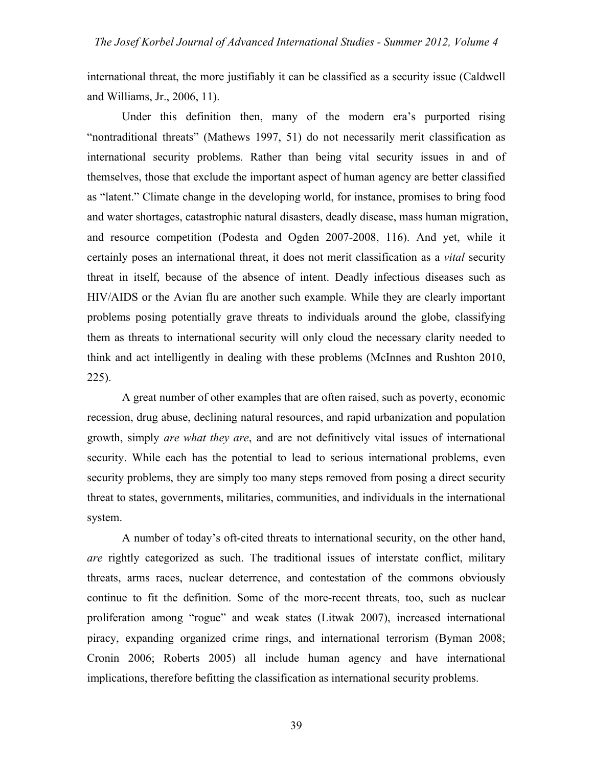international threat, the more justifiably it can be classified as a security issue (Caldwell and Williams, Jr., 2006, 11).

Under this definition then, many of the modern era's purported rising "nontraditional threats" (Mathews 1997, 51) do not necessarily merit classification as international security problems. Rather than being vital security issues in and of themselves, those that exclude the important aspect of human agency are better classified as "latent." Climate change in the developing world, for instance, promises to bring food and water shortages, catastrophic natural disasters, deadly disease, mass human migration, and resource competition (Podesta and Ogden 2007-2008, 116). And yet, while it certainly poses an international threat, it does not merit classification as a *vital* security threat in itself, because of the absence of intent. Deadly infectious diseases such as HIV/AIDS or the Avian flu are another such example. While they are clearly important problems posing potentially grave threats to individuals around the globe, classifying them as threats to international security will only cloud the necessary clarity needed to think and act intelligently in dealing with these problems (McInnes and Rushton 2010, 225).

A great number of other examples that are often raised, such as poverty, economic recession, drug abuse, declining natural resources, and rapid urbanization and population growth, simply *are what they are*, and are not definitively vital issues of international security. While each has the potential to lead to serious international problems, even security problems, they are simply too many steps removed from posing a direct security threat to states, governments, militaries, communities, and individuals in the international system.

A number of today's oft-cited threats to international security, on the other hand, *are* rightly categorized as such. The traditional issues of interstate conflict, military threats, arms races, nuclear deterrence, and contestation of the commons obviously continue to fit the definition. Some of the more-recent threats, too, such as nuclear proliferation among "rogue" and weak states (Litwak 2007), increased international piracy, expanding organized crime rings, and international terrorism (Byman 2008; Cronin 2006; Roberts 2005) all include human agency and have international implications, therefore befitting the classification as international security problems.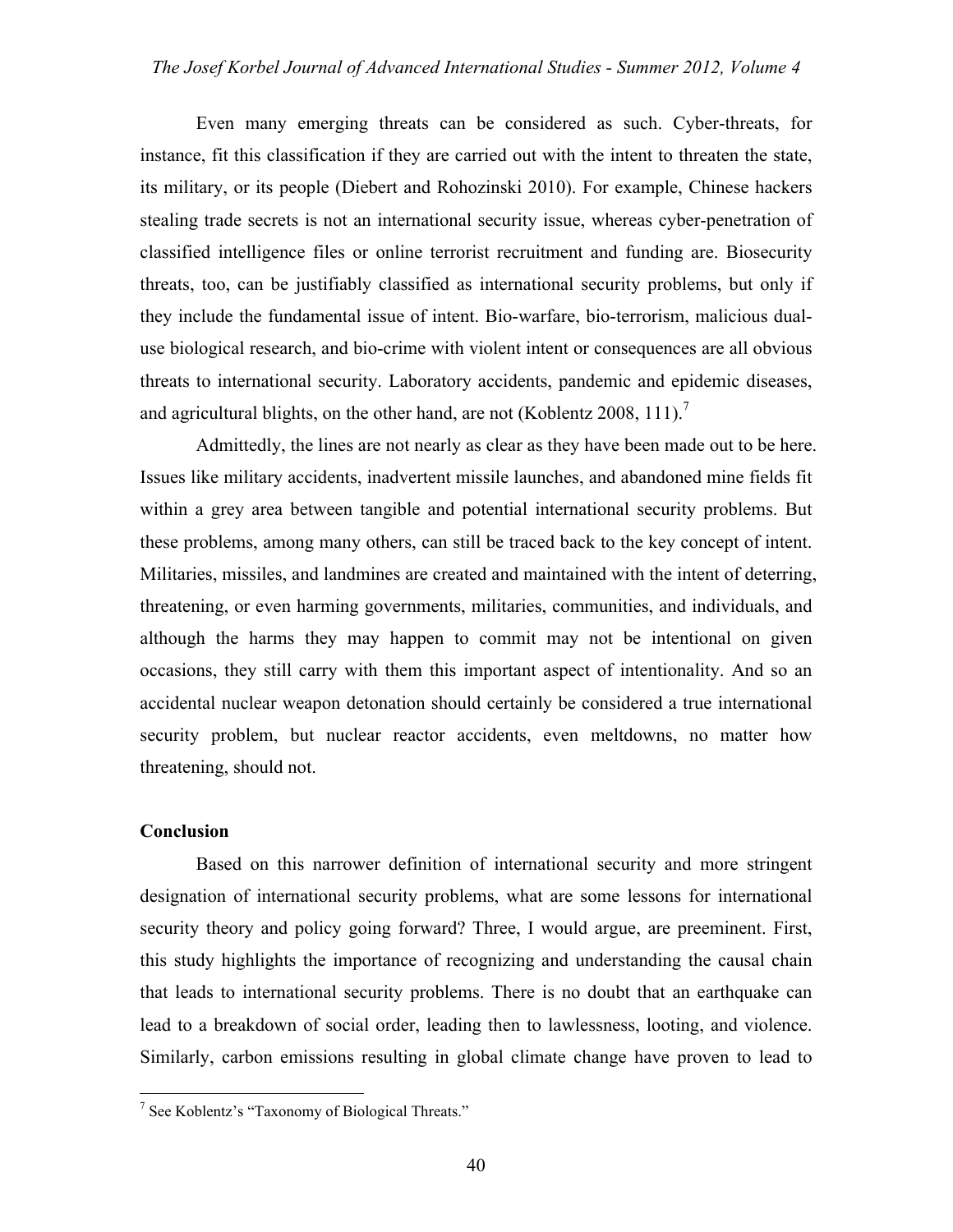Even many emerging threats can be considered as such. Cyber-threats, for instance, fit this classification if they are carried out with the intent to threaten the state, its military, or its people (Diebert and Rohozinski 2010). For example, Chinese hackers stealing trade secrets is not an international security issue, whereas cyber-penetration of classified intelligence files or online terrorist recruitment and funding are. Biosecurity threats, too, can be justifiably classified as international security problems, but only if they include the fundamental issue of intent. Bio-warfare, bio-terrorism, malicious dual-use biological research, and bio-crime with violent intent or consequences are all obvious threats to international security. Laboratory accidents, pandemic and epidemic diseases, and agricultural blights, on the other hand, are not (Koblentz 2008, 111).[7]

Admittedly, the lines are not nearly as clear as they have been made out to be here. Issues like military accidents, inadvertent missile launches, and abandoned mine fields fit within a grey area between tangible and potential international security problems. But these problems, among many others, can still be traced back to the key concept of intent. Militaries, missiles, and landmines are created and maintained with the intent of deterring, threatening, or even harming governments, militaries, communities, and individuals, and although the harms they may happen to commit may not be intentional on given occasions, they still carry with them this important aspect of intentionality. And so an accidental nuclear weapon detonation should certainly be considered a true international security problem, but nuclear reactor accidents, even meltdowns, no matter how threatening, should not.

## Conclusion

Based on this narrower definition of international security and more stringent designation of international security problems, what are some lessons for international security theory and policy going forward? Three, I would argue, are preeminent. First, this study highlights the importance of recognizing and understanding the causal chain that leads to international security problems. There is no doubt that an earthquake can lead to a breakdown of social order, leading then to lawlessness, looting, and violence. Similarly, carbon emissions resulting in global climate change have proven to lead to

[7] See Koblentz's "Taxonomy of Biological Threats."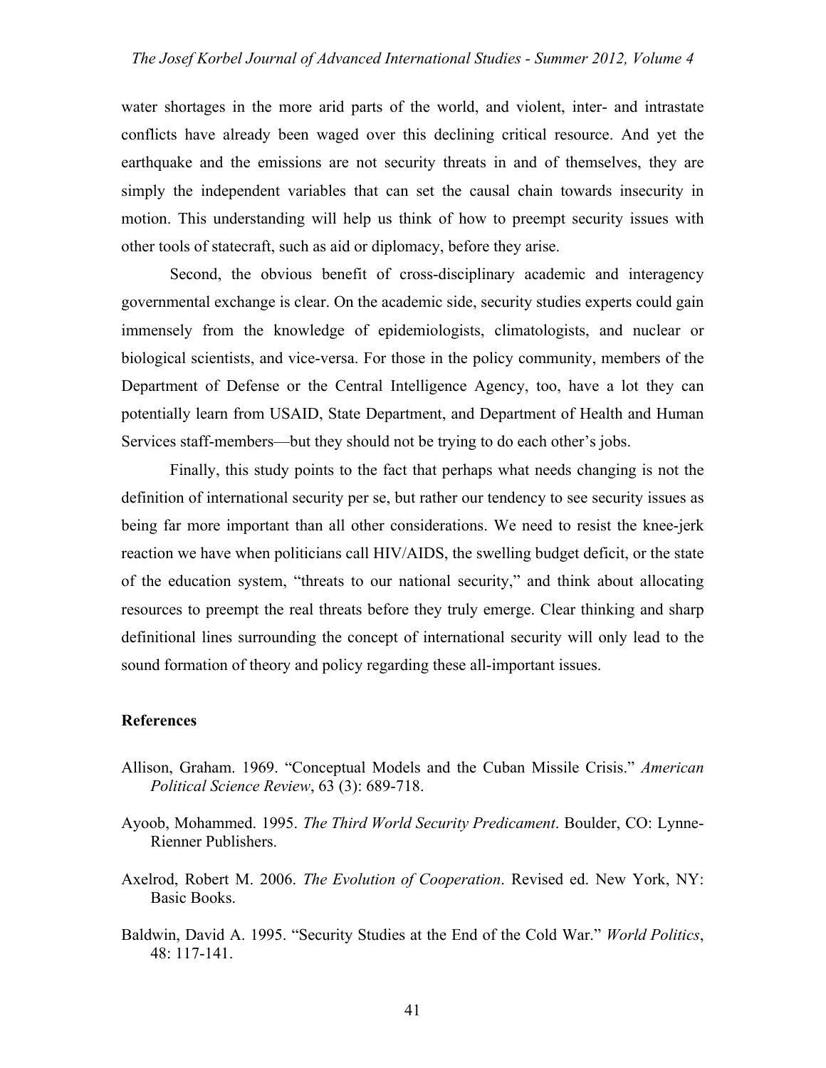water shortages in the more arid parts of the world, and violent, inter- and intrastate conflicts have already been waged over this declining critical resource. And yet the earthquake and the emissions are not security threats in and of themselves, they are simply the independent variables that can set the causal chain towards insecurity in motion. This understanding will help us think of how to preempt security issues with other tools of statecraft, such as aid or diplomacy, before they arise.

Second, the obvious benefit of cross-disciplinary academic and interagency governmental exchange is clear. On the academic side, security studies experts could gain immensely from the knowledge of epidemiologists, climatologists, and nuclear or biological scientists, and vice-versa. For those in the policy community, members of the Department of Defense or the Central Intelligence Agency, too, have a lot they can potentially learn from USAID, State Department, and Department of Health and Human Services staff-members—but they should not be trying to do each other's jobs.

Finally, this study points to the fact that perhaps what needs changing is not the definition of international security per se, but rather our tendency to see security issues as being far more important than all other considerations. We need to resist the knee-jerk reaction we have when politicians call HIV/AIDS, the swelling budget deficit, or the state of the education system, "threats to our national security," and think about allocating resources to preempt the real threats before they truly emerge. Clear thinking and sharp definitional lines surrounding the concept of international security will only lead to the sound formation of theory and policy regarding these all-important issues.

## References

Allison, Graham. 1969. "Conceptual Models and the Cuban Missile Crisis." *American Political Science Review*, 63 (3): 689-718.

Ayoob, Mohammed. 1995. *The Third World Security Predicament*. Boulder, CO: Lynne-Rienner Publishers.

Axelrod, Robert M. 2006. *The Evolution of Cooperation*. Revised ed. New York, NY: Basic Books.

Baldwin, David A. 1995. "Security Studies at the End of the Cold War." *World Politics*, 48: 117-141.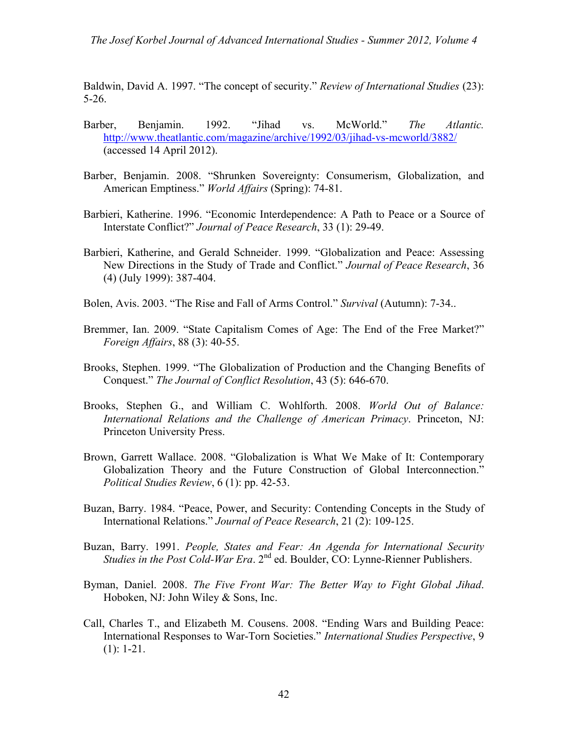Baldwin, David A. 1997. "The concept of security." *Review of International Studies* (23): 5-26.

Barber, Benjamin. 1992. "Jihad vs. McWorld." *The Atlantic.* http://www.theatlantic.com/magazine/archive/1992/03/jihad-vs-mcworld/3882/ (accessed 14 April 2012).

Barber, Benjamin. 2008. "Shrunken Sovereignty: Consumerism, Globalization, and American Emptiness." *World Affairs* (Spring): 74-81.

Barbieri, Katherine. 1996. "Economic Interdependence: A Path to Peace or a Source of Interstate Conflict?" *Journal of Peace Research*, 33 (1): 29-49.

Barbieri, Katherine, and Gerald Schneider. 1999. "Globalization and Peace: Assessing New Directions in the Study of Trade and Conflict." *Journal of Peace Research*, 36 (4) (July 1999): 387-404.

Bolen, Avis. 2003. "The Rise and Fall of Arms Control." *Survival* (Autumn): 7-34..

Bremmer, Ian. 2009. "State Capitalism Comes of Age: The End of the Free Market?" *Foreign Affairs*, 88 (3): 40-55.

Brooks, Stephen. 1999. "The Globalization of Production and the Changing Benefits of Conquest." *The Journal of Conflict Resolution*, 43 (5): 646-670.

Brooks, Stephen G., and William C. Wohlforth. 2008. *World Out of Balance: International Relations and the Challenge of American Primacy*. Princeton, NJ: Princeton University Press.

Brown, Garrett Wallace. 2008. "Globalization is What We Make of It: Contemporary Globalization Theory and the Future Construction of Global Interconnection." *Political Studies Review*, 6 (1): pp. 42-53.

Buzan, Barry. 1984. "Peace, Power, and Security: Contending Concepts in the Study of International Relations." *Journal of Peace Research*, 21 (2): 109-125.

Buzan, Barry. 1991. *People, States and Fear: An Agenda for International Security Studies in the Post Cold-War Era*. 2nd ed. Boulder, CO: Lynne-Rienner Publishers.

Byman, Daniel. 2008. *The Five Front War: The Better Way to Fight Global Jihad*. Hoboken, NJ: John Wiley & Sons, Inc.

Call, Charles T., and Elizabeth M. Cousens. 2008. "Ending Wars and Building Peace: International Responses to War-Torn Societies." *International Studies Perspective*, 9 (1): 1-21.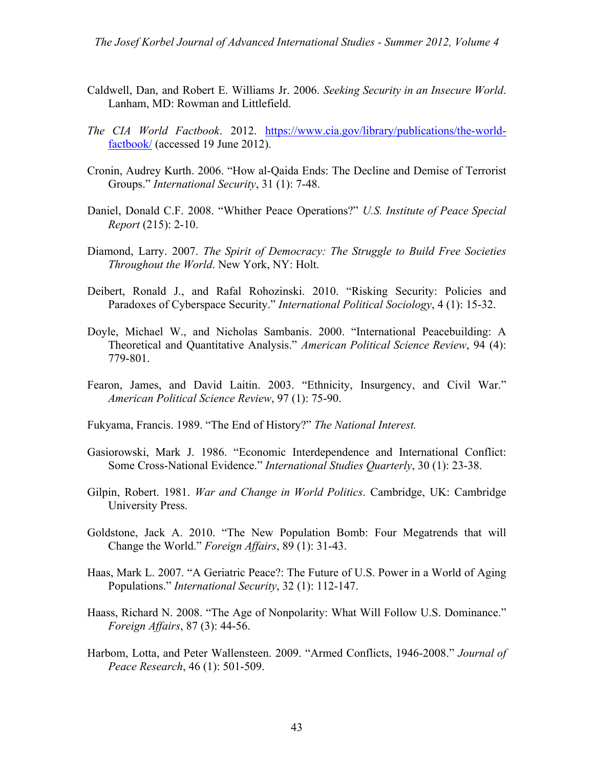Caldwell, Dan, and Robert E. Williams Jr. 2006. *Seeking Security in an Insecure World*. Lanham, MD: Rowman and Littlefield.

*The CIA World Factbook*. 2012. https://www.cia.gov/library/publications/the-world-factbook/ (accessed 19 June 2012).

Cronin, Audrey Kurth. 2006. "How al-Qaida Ends: The Decline and Demise of Terrorist Groups." *International Security*, 31 (1): 7-48.

Daniel, Donald C.F. 2008. "Whither Peace Operations?" *U.S. Institute of Peace Special Report* (215): 2-10.

Diamond, Larry. 2007. *The Spirit of Democracy: The Struggle to Build Free Societies Throughout the World*. New York, NY: Holt.

Deibert, Ronald J., and Rafal Rohozinski. 2010. "Risking Security: Policies and Paradoxes of Cyberspace Security." *International Political Sociology*, 4 (1): 15-32.

Doyle, Michael W., and Nicholas Sambanis. 2000. "International Peacebuilding: A Theoretical and Quantitative Analysis." *American Political Science Review*, 94 (4): 779-801.

Fearon, James, and David Laitin. 2003. "Ethnicity, Insurgency, and Civil War." *American Political Science Review*, 97 (1): 75-90.

Fukyama, Francis. 1989. "The End of History?" *The National Interest.*

Gasiorowski, Mark J. 1986. "Economic Interdependence and International Conflict: Some Cross-National Evidence." *International Studies Quarterly*, 30 (1): 23-38.

Gilpin, Robert. 1981. *War and Change in World Politics*. Cambridge, UK: Cambridge University Press.

Goldstone, Jack A. 2010. "The New Population Bomb: Four Megatrends that will Change the World." *Foreign Affairs*, 89 (1): 31-43.

Haas, Mark L. 2007. "A Geriatric Peace?: The Future of U.S. Power in a World of Aging Populations." *International Security*, 32 (1): 112-147.

Haass, Richard N. 2008. "The Age of Nonpolarity: What Will Follow U.S. Dominance." *Foreign Affairs*, 87 (3): 44-56.

Harbom, Lotta, and Peter Wallensteen. 2009. "Armed Conflicts, 1946-2008." *Journal of Peace Research*, 46 (1): 501-509.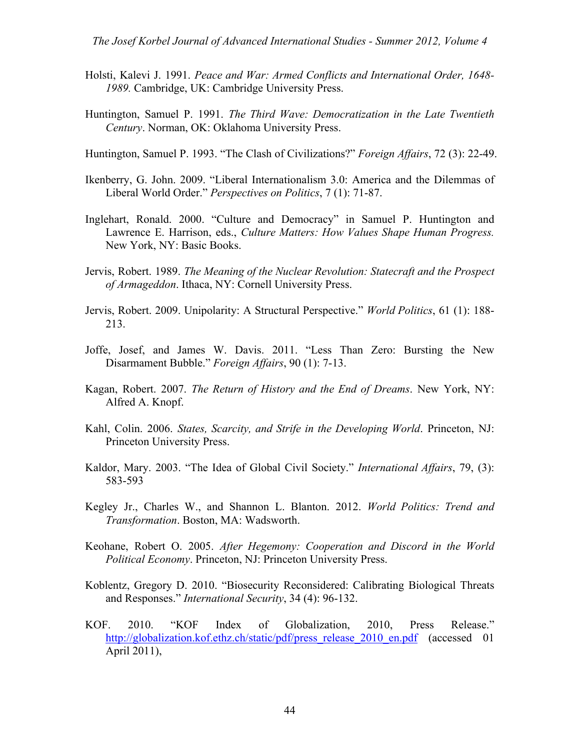Holsti, Kalevi J. 1991. *Peace and War: Armed Conflicts and International Order, 1648-1989.* Cambridge, UK: Cambridge University Press.

Huntington, Samuel P. 1991. *The Third Wave: Democratization in the Late Twentieth Century*. Norman, OK: Oklahoma University Press.

Huntington, Samuel P. 1993. "The Clash of Civilizations?" *Foreign Affairs*, 72 (3): 22-49.

Ikenberry, G. John. 2009. "Liberal Internationalism 3.0: America and the Dilemmas of Liberal World Order." *Perspectives on Politics*, 7 (1): 71-87.

Inglehart, Ronald. 2000. "Culture and Democracy" in Samuel P. Huntington and Lawrence E. Harrison, eds., *Culture Matters: How Values Shape Human Progress.* New York, NY: Basic Books.

Jervis, Robert. 1989. *The Meaning of the Nuclear Revolution: Statecraft and the Prospect of Armageddon*. Ithaca, NY: Cornell University Press.

Jervis, Robert. 2009. Unipolarity: A Structural Perspective." *World Politics*, 61 (1): 188-213.

Joffe, Josef, and James W. Davis. 2011. "Less Than Zero: Bursting the New Disarmament Bubble." *Foreign Affairs*, 90 (1): 7-13.

Kagan, Robert. 2007. *The Return of History and the End of Dreams*. New York, NY: Alfred A. Knopf.

Kahl, Colin. 2006. *States, Scarcity, and Strife in the Developing World*. Princeton, NJ: Princeton University Press.

Kaldor, Mary. 2003. "The Idea of Global Civil Society." *International Affairs*, 79, (3): 583-593

Kegley Jr., Charles W., and Shannon L. Blanton. 2012. *World Politics: Trend and Transformation*. Boston, MA: Wadsworth.

Keohane, Robert O. 2005. *After Hegemony: Cooperation and Discord in the World Political Economy*. Princeton, NJ: Princeton University Press.

Koblentz, Gregory D. 2010. "Biosecurity Reconsidered: Calibrating Biological Threats and Responses." *International Security*, 34 (4): 96-132.

KOF. 2010. "KOF Index of Globalization, 2010, Press Release." http://globalization.kof.ethz.ch/static/pdf/press_release_2010_en.pdf (accessed 01 April 2011),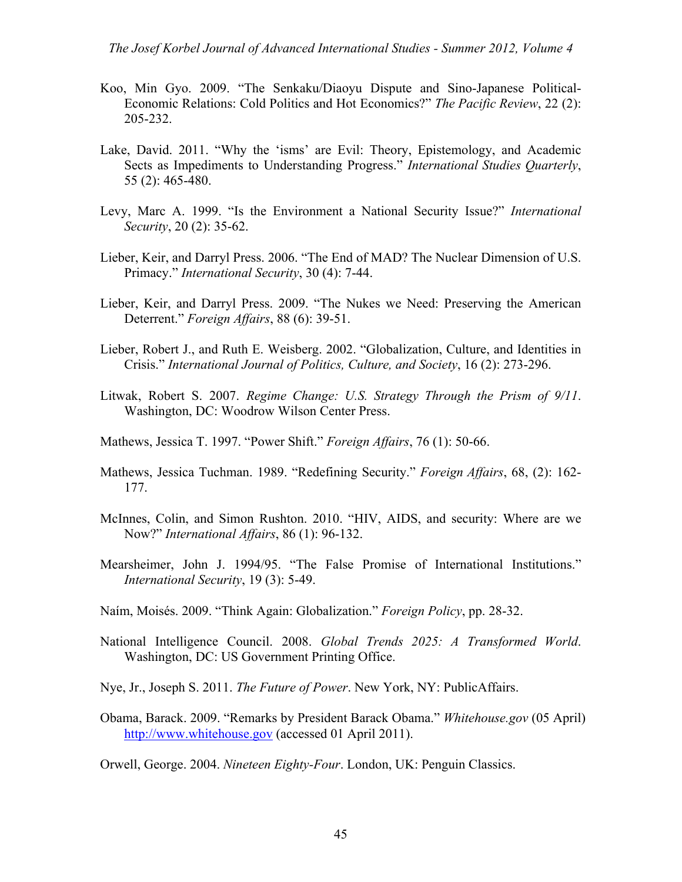Koo, Min Gyo. 2009. "The Senkaku/Diaoyu Dispute and Sino-Japanese Political-Economic Relations: Cold Politics and Hot Economics?" *The Pacific Review*, 22 (2): 205-232.

Lake, David. 2011. "Why the 'isms' are Evil: Theory, Epistemology, and Academic Sects as Impediments to Understanding Progress." *International Studies Quarterly*, 55 (2): 465-480.

Levy, Marc A. 1999. "Is the Environment a National Security Issue?" *International Security*, 20 (2): 35-62.

Lieber, Keir, and Darryl Press. 2006. "The End of MAD? The Nuclear Dimension of U.S. Primacy." *International Security*, 30 (4): 7-44.

Lieber, Keir, and Darryl Press. 2009. "The Nukes we Need: Preserving the American Deterrent." *Foreign Affairs*, 88 (6): 39-51.

Lieber, Robert J., and Ruth E. Weisberg. 2002. "Globalization, Culture, and Identities in Crisis." *International Journal of Politics, Culture, and Society*, 16 (2): 273-296.

Litwak, Robert S. 2007. *Regime Change: U.S. Strategy Through the Prism of 9/11*. Washington, DC: Woodrow Wilson Center Press.

Mathews, Jessica T. 1997. "Power Shift." *Foreign Affairs*, 76 (1): 50-66.

Mathews, Jessica Tuchman. 1989. "Redefining Security." *Foreign Affairs*, 68, (2): 162-177.

McInnes, Colin, and Simon Rushton. 2010. "HIV, AIDS, and security: Where are we Now?" *International Affairs*, 86 (1): 96-132.

Mearsheimer, John J. 1994/95. "The False Promise of International Institutions." *International Security*, 19 (3): 5-49.

Naím, Moisés. 2009. "Think Again: Globalization." *Foreign Policy*, pp. 28-32.

National Intelligence Council. 2008. *Global Trends 2025: A Transformed World*. Washington, DC: US Government Printing Office.

Nye, Jr., Joseph S. 2011. *The Future of Power*. New York, NY: PublicAffairs.

Obama, Barack. 2009. "Remarks by President Barack Obama." *Whitehouse.gov* (05 April) http://www.whitehouse.gov (accessed 01 April 2011).

Orwell, George. 2004. *Nineteen Eighty-Four*. London, UK: Penguin Classics.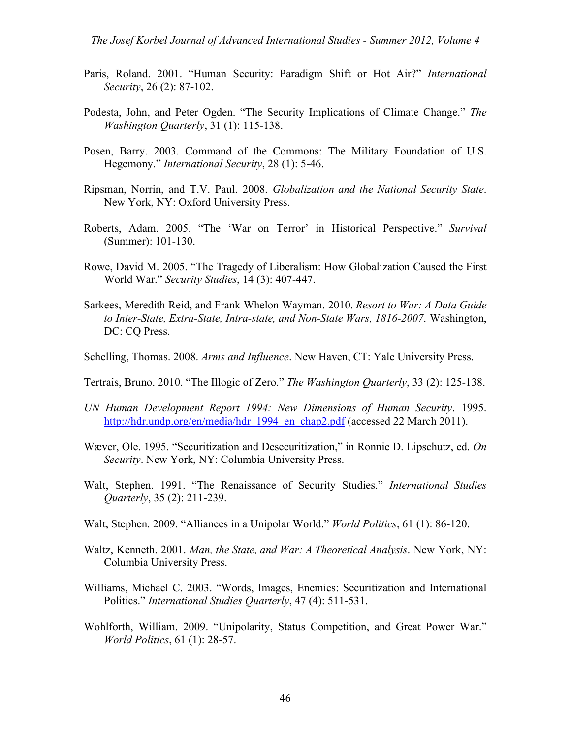Paris, Roland. 2001. "Human Security: Paradigm Shift or Hot Air?" *International Security*, 26 (2): 87-102.

Podesta, John, and Peter Ogden. "The Security Implications of Climate Change." *The Washington Quarterly*, 31 (1): 115-138.

Posen, Barry. 2003. Command of the Commons: The Military Foundation of U.S. Hegemony." *International Security*, 28 (1): 5-46.

Ripsman, Norrin, and T.V. Paul. 2008. *Globalization and the National Security State*. New York, NY: Oxford University Press.

Roberts, Adam. 2005. "The 'War on Terror' in Historical Perspective." *Survival* (Summer): 101-130.

Rowe, David M. 2005. "The Tragedy of Liberalism: How Globalization Caused the First World War." *Security Studies*, 14 (3): 407-447.

Sarkees, Meredith Reid, and Frank Whelon Wayman. 2010. *Resort to War: A Data Guide to Inter-State, Extra-State, Intra-state, and Non-State Wars, 1816-2007*. Washington, DC: CQ Press.

Schelling, Thomas. 2008. *Arms and Influence*. New Haven, CT: Yale University Press.

Tertrais, Bruno. 2010. "The Illogic of Zero." *The Washington Quarterly*, 33 (2): 125-138.

*UN Human Development Report 1994: New Dimensions of Human Security*. 1995. http://hdr.undp.org/en/media/hdr_1994_en_chap2.pdf (accessed 22 March 2011).

Wæver, Ole. 1995. "Securitization and Desecuritization," in Ronnie D. Lipschutz, ed. *On Security*. New York, NY: Columbia University Press.

Walt, Stephen. 1991. "The Renaissance of Security Studies." *International Studies Quarterly*, 35 (2): 211-239.

Walt, Stephen. 2009. "Alliances in a Unipolar World." *World Politics*, 61 (1): 86-120.

Waltz, Kenneth. 2001. *Man, the State, and War: A Theoretical Analysis*. New York, NY: Columbia University Press.

Williams, Michael C. 2003. "Words, Images, Enemies: Securitization and International Politics." *International Studies Quarterly*, 47 (4): 511-531.

Wohlforth, William. 2009. "Unipolarity, Status Competition, and Great Power War." *World Politics*, 61 (1): 28-57.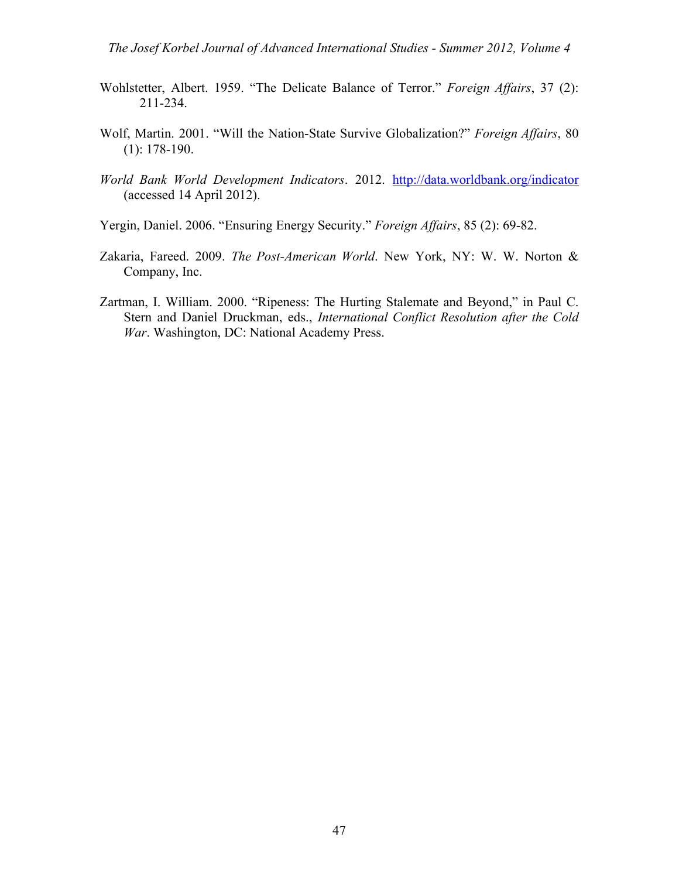Wohlstetter, Albert. 1959. "The Delicate Balance of Terror." *Foreign Affairs*, 37 (2): 211-234.

Wolf, Martin. 2001. "Will the Nation-State Survive Globalization?" *Foreign Affairs*, 80 (1): 178-190.

*World Bank World Development Indicators*. 2012. http://data.worldbank.org/indicator (accessed 14 April 2012).

Yergin, Daniel. 2006. "Ensuring Energy Security." *Foreign Affairs*, 85 (2): 69-82.

Zakaria, Fareed. 2009. *The Post-American World*. New York, NY: W. W. Norton & Company, Inc.

Zartman, I. William. 2000. "Ripeness: The Hurting Stalemate and Beyond," in Paul C. Stern and Daniel Druckman, eds., *International Conflict Resolution after the Cold War*. Washington, DC: National Academy Press.